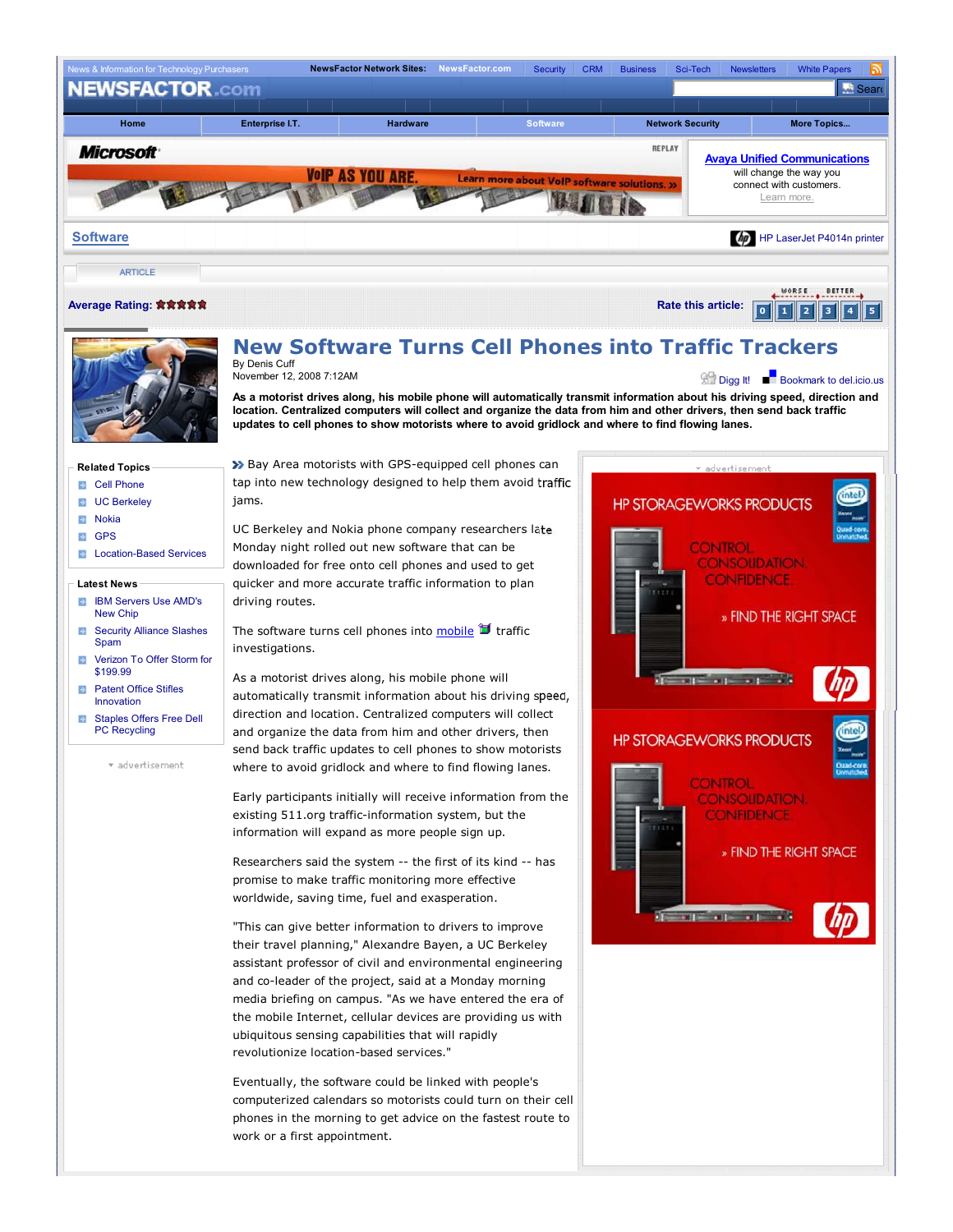# New Software Turns Cell Phones into Traffic Trackers

By Denis Cuff
November 12, 2008 7:12AM

**As a motorist drives along, his mobile phone will automatically transmit information about his driving speed, direction and location. Centralized computers will collect and organize the data from him and other drivers, then send back traffic updates to cell phones to show motorists where to avoid gridlock and where to find flowing lanes.**

Bay Area motorists with GPS-equipped cell phones can tap into new technology designed to help them avoid traffic jams.

UC Berkeley and Nokia phone company researchers late Monday night rolled out new software that can be downloaded for free onto cell phones and used to get quicker and more accurate traffic information to plan driving routes.

The software turns cell phones into mobile traffic investigations.

As a motorist drives along, his mobile phone will automatically transmit information about his driving speed, direction and location. Centralized computers will collect and organize the data from him and other drivers, then send back traffic updates to cell phones to show motorists where to avoid gridlock and where to find flowing lanes.

Early participants initially will receive information from the existing 511.org traffic-information system, but the information will expand as more people sign up.

Researchers said the system -- the first of its kind -- has promise to make traffic monitoring more effective worldwide, saving time, fuel and exasperation.

"This can give better information to drivers to improve their travel planning," Alexandre Bayen, a UC Berkeley assistant professor of civil and environmental engineering and co-leader of the project, said at a Monday morning media briefing on campus. "As we have entered the era of the mobile Internet, cellular devices are providing us with ubiquitous sensing capabilities that will rapidly revolutionize location-based services."

Eventually, the software could be linked with people's computerized calendars so motorists could turn on their cell phones in the morning to get advice on the fastest route to work or a first appointment.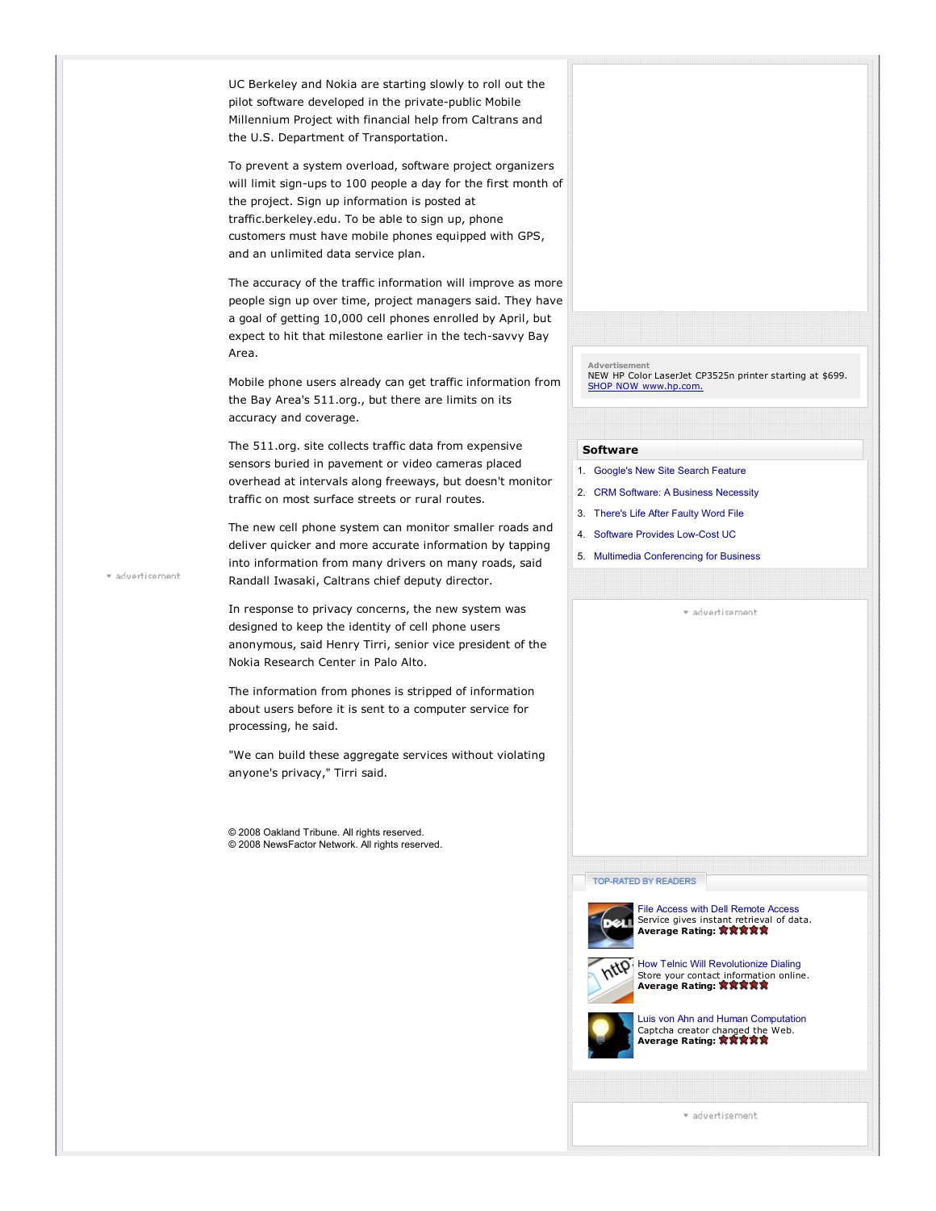UC Berkeley and Nokia are starting slowly to roll out the pilot software developed in the private-public Mobile Millennium Project with financial help from Caltrans and the U.S. Department of Transportation.

To prevent a system overload, software project organizers will limit sign-ups to 100 people a day for the first month of the project. Sign up information is posted at traffic.berkeley.edu. To be able to sign up, phone customers must have mobile phones equipped with GPS, and an unlimited data service plan.

The accuracy of the traffic information will improve as more people sign up over time, project managers said. They have a goal of getting 10,000 cell phones enrolled by April, but expect to hit that milestone earlier in the tech-savvy Bay Area.

Mobile phone users already can get traffic information from the Bay Area's 511.org., but there are limits on its accuracy and coverage.

The 511.org. site collects traffic data from expensive sensors buried in pavement or video cameras placed overhead at intervals along freeways, but doesn't monitor traffic on most surface streets or rural routes.

The new cell phone system can monitor smaller roads and deliver quicker and more accurate information by tapping into information from many drivers on many roads, said Randall Iwasaki, Caltrans chief deputy director.

In response to privacy concerns, the new system was designed to keep the identity of cell phone users anonymous, said Henry Tirri, senior vice president of the Nokia Research Center in Palo Alto.

The information from phones is stripped of information about users before it is sent to a computer service for processing, he said.

"We can build these aggregate services without violating anyone's privacy," Tirri said.

© 2008 Oakland Tribune. All rights reserved.
© 2008 NewsFactor Network. All rights reserved.

Advertisement
NEW HP Color LaserJet CP3525n printer starting at $699.
SHOP NOW www.hp.com.

**Software**

1. Google's New Site Search Feature
2. CRM Software: A Business Necessity
3. There's Life After Faulty Word File
4. Software Provides Low-Cost UC
5. Multimedia Conferencing for Business

TOP-RATED BY READERS

File Access with Dell Remote Access
Service gives instant retrieval of data.
**Average Rating:**

How Telnic Will Revolutionize Dialing
Store your contact information online.
**Average Rating:**

Luis von Ahn and Human Computation
Captcha creator changed the Web.
**Average Rating:**